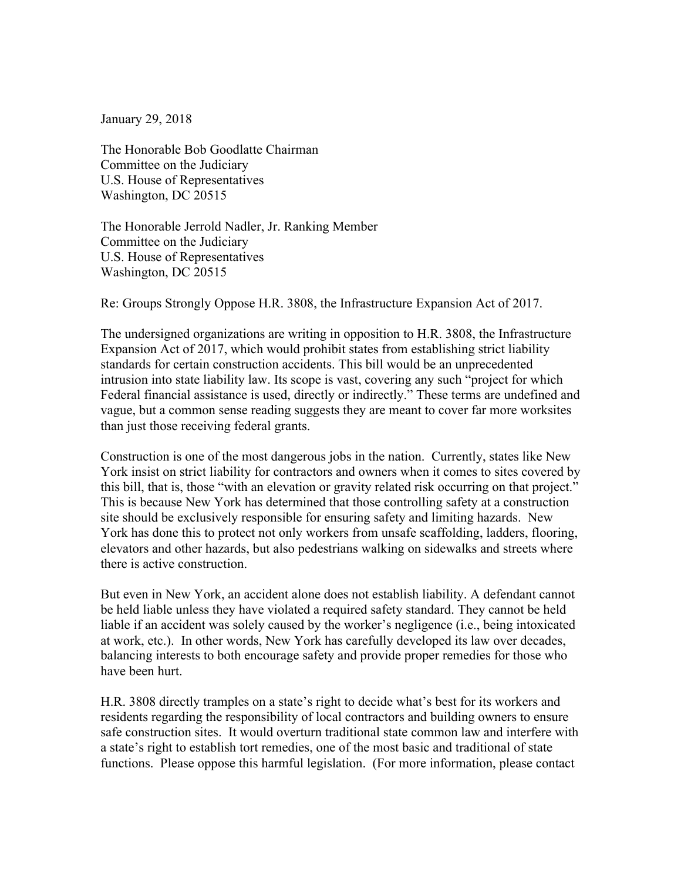January 29, 2018

The Honorable Bob Goodlatte Chairman
Committee on the Judiciary
U.S. House of Representatives
Washington, DC 20515

The Honorable Jerrold Nadler, Jr. Ranking Member
Committee on the Judiciary
U.S. House of Representatives
Washington, DC 20515

Re: Groups Strongly Oppose H.R. 3808, the Infrastructure Expansion Act of 2017.

The undersigned organizations are writing in opposition to H.R. 3808, the Infrastructure Expansion Act of 2017, which would prohibit states from establishing strict liability standards for certain construction accidents. This bill would be an unprecedented intrusion into state liability law. Its scope is vast, covering any such "project for which Federal financial assistance is used, directly or indirectly." These terms are undefined and vague, but a common sense reading suggests they are meant to cover far more worksites than just those receiving federal grants.

Construction is one of the most dangerous jobs in the nation. Currently, states like New York insist on strict liability for contractors and owners when it comes to sites covered by this bill, that is, those "with an elevation or gravity related risk occurring on that project." This is because New York has determined that those controlling safety at a construction site should be exclusively responsible for ensuring safety and limiting hazards. New York has done this to protect not only workers from unsafe scaffolding, ladders, flooring, elevators and other hazards, but also pedestrians walking on sidewalks and streets where there is active construction.

But even in New York, an accident alone does not establish liability. A defendant cannot be held liable unless they have violated a required safety standard. They cannot be held liable if an accident was solely caused by the worker's negligence (i.e., being intoxicated at work, etc.). In other words, New York has carefully developed its law over decades, balancing interests to both encourage safety and provide proper remedies for those who have been hurt.

H.R. 3808 directly tramples on a state's right to decide what's best for its workers and residents regarding the responsibility of local contractors and building owners to ensure safe construction sites. It would overturn traditional state common law and interfere with a state's right to establish tort remedies, one of the most basic and traditional of state functions. Please oppose this harmful legislation. (For more information, please contact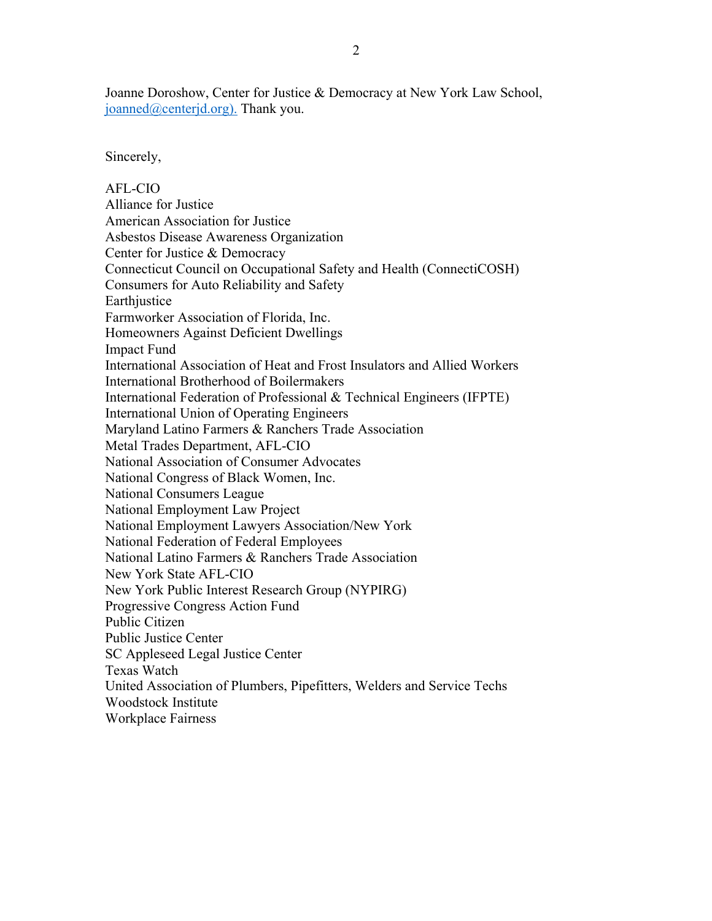Joanne Doroshow, Center for Justice & Democracy at New York Law School, joanned@centerjd.org). Thank you.

Sincerely,

AFL-CIO
Alliance for Justice
American Association for Justice
Asbestos Disease Awareness Organization
Center for Justice & Democracy
Connecticut Council on Occupational Safety and Health (ConnectiCOSH)
Consumers for Auto Reliability and Safety
Earthjustice
Farmworker Association of Florida, Inc.
Homeowners Against Deficient Dwellings
Impact Fund
International Association of Heat and Frost Insulators and Allied Workers
International Brotherhood of Boilermakers
International Federation of Professional & Technical Engineers (IFPTE)
International Union of Operating Engineers
Maryland Latino Farmers & Ranchers Trade Association
Metal Trades Department, AFL-CIO
National Association of Consumer Advocates
National Congress of Black Women, Inc.
National Consumers League
National Employment Law Project
National Employment Lawyers Association/New York
National Federation of Federal Employees
National Latino Farmers & Ranchers Trade Association
New York State AFL-CIO
New York Public Interest Research Group (NYPIRG)
Progressive Congress Action Fund
Public Citizen
Public Justice Center
SC Appleseed Legal Justice Center
Texas Watch
United Association of Plumbers, Pipefitters, Welders and Service Techs
Woodstock Institute
Workplace Fairness